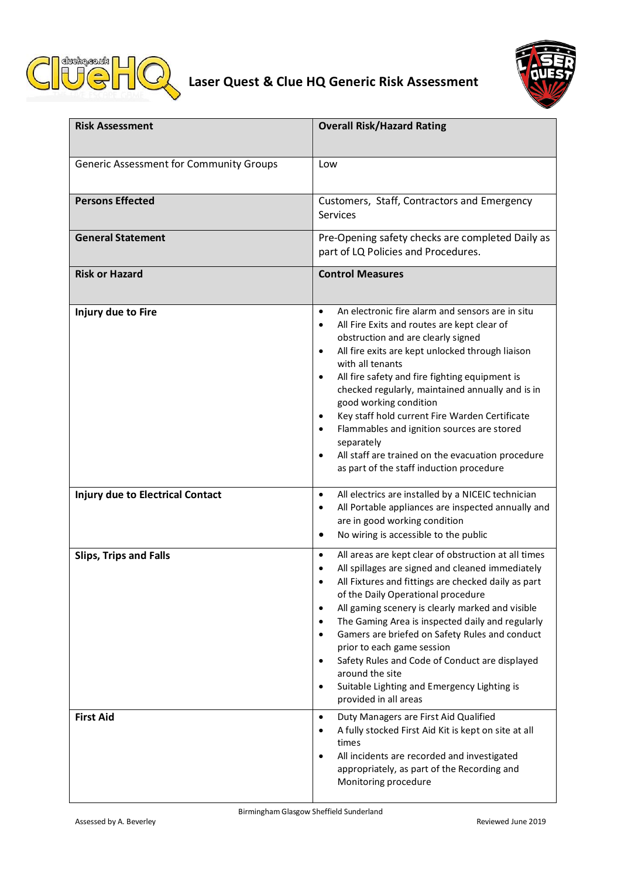# Laser Quest & Clue HQ Generic Risk Assessment

| Risk Assessment | Overall Risk/Hazard Rating |
|---|---|
| Generic Assessment for Community Groups | Low |
| **Persons Effected** | Customers, Staff, Contractors and Emergency Services |
| **General Statement** | Pre-Opening safety checks are completed Daily as part of LQ Policies and Procedures. |
| **Risk or Hazard** | **Control Measures** |
| **Injury due to Fire** | • An electronic fire alarm and sensors are in situ<br>• All Fire Exits and routes are kept clear of obstruction and are clearly signed<br>• All fire exits are kept unlocked through liaison with all tenants<br>• All fire safety and fire fighting equipment is checked regularly, maintained annually and is in good working condition<br>• Key staff hold current Fire Warden Certificate<br>• Flammables and ignition sources are stored separately<br>• All staff are trained on the evacuation procedure as part of the staff induction procedure |
| **Injury due to Electrical Contact** | • All electrics are installed by a NICEIC technician<br>• All Portable appliances are inspected annually and are in good working condition<br>• No wiring is accessible to the public |
| **Slips, Trips and Falls** | • All areas are kept clear of obstruction at all times<br>• All spillages are signed and cleaned immediately<br>• All Fixtures and fittings are checked daily as part of the Daily Operational procedure<br>• All gaming scenery is clearly marked and visible<br>• The Gaming Area is inspected daily and regularly<br>• Gamers are briefed on Safety Rules and conduct prior to each game session<br>• Safety Rules and Code of Conduct are displayed around the site<br>• Suitable Lighting and Emergency Lighting is provided in all areas |
| **First Aid** | • Duty Managers are First Aid Qualified<br>• A fully stocked First Aid Kit is kept on site at all times<br>• All incidents are recorded and investigated appropriately, as part of the Recording and Monitoring procedure |

Birmingham Glasgow Sheffield Sunderland

Assessed by A. Beverley

Reviewed June 2019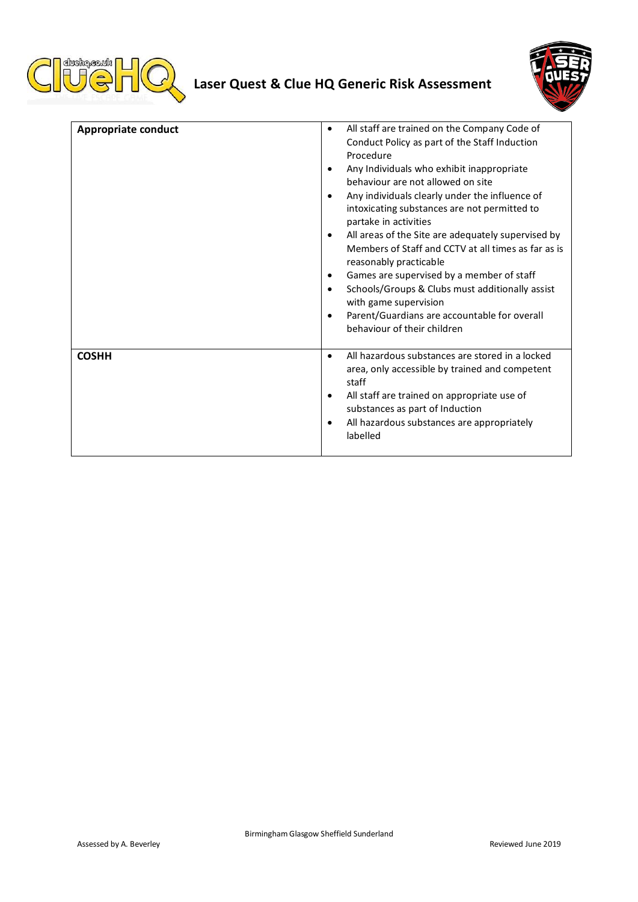| | |
|---|---|
| **Appropriate conduct** | • All staff are trained on the Company Code of Conduct Policy as part of the Staff Induction Procedure<br>• Any Individuals who exhibit inappropriate behaviour are not allowed on site<br>• Any individuals clearly under the influence of intoxicating substances are not permitted to partake in activities<br>• All areas of the Site are adequately supervised by Members of Staff and CCTV at all times as far as is reasonably practicable<br>• Games are supervised by a member of staff<br>• Schools/Groups & Clubs must additionally assist with game supervision<br>• Parent/Guardians are accountable for overall behaviour of their children |
| **COSHH** | • All hazardous substances are stored in a locked area, only accessible by trained and competent staff<br>• All staff are trained on appropriate use of substances as part of Induction<br>• All hazardous substances are appropriately labelled |